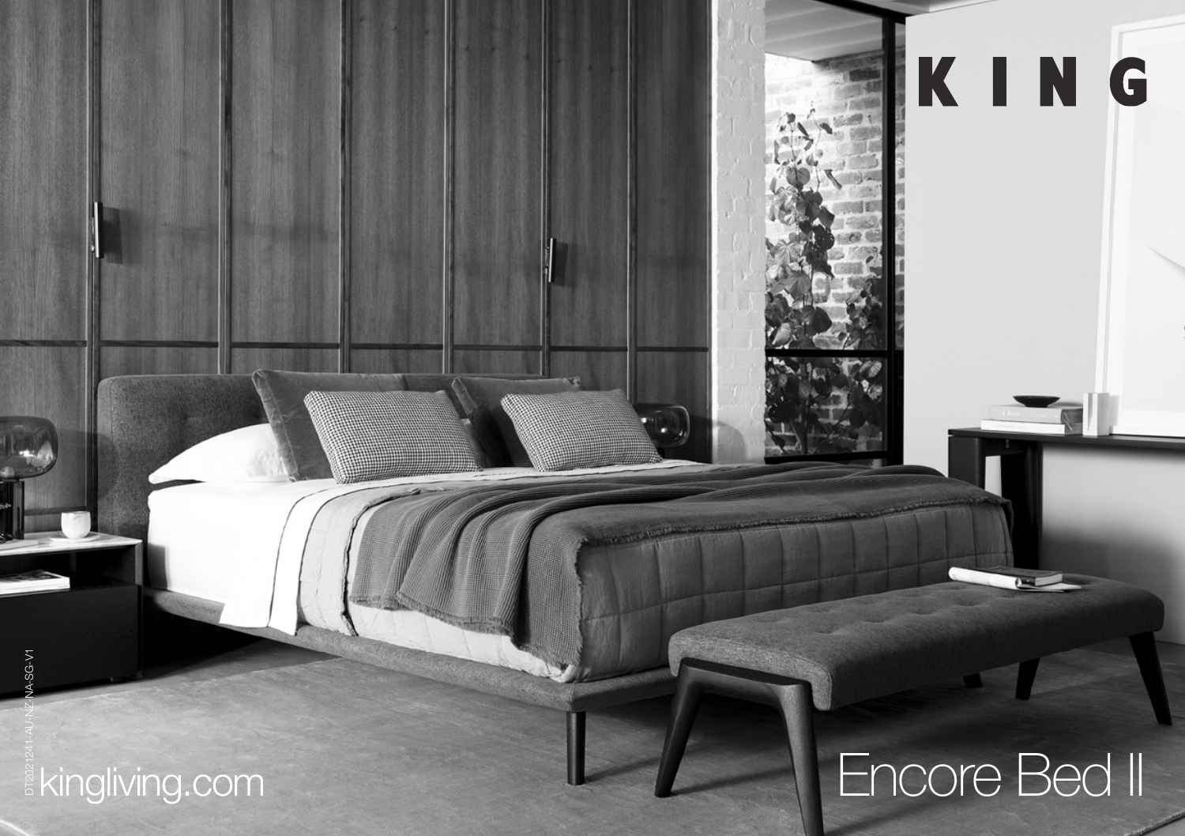# KING

# Encore Bed II

kingliving.com

DT2021241-AU-NZ-NA-SG-V1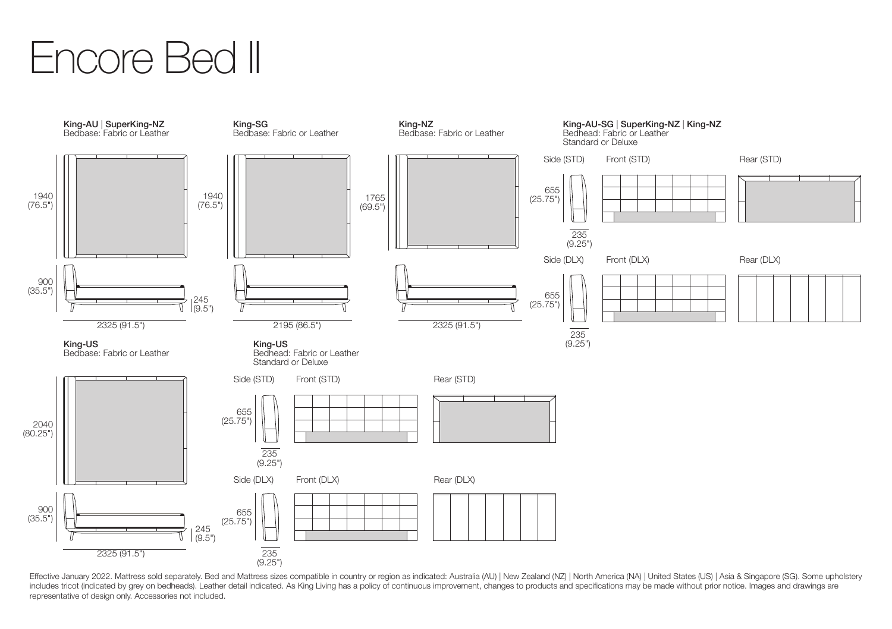# Encore Bed II

**King-AU** | **SuperKing-NZ**
Bedbase: Fabric or Leather

1940 (76.5")

900 (35.5")

245 (9.5")

2325 (91.5")

**King-SG**
Bedbase: Fabric or Leather

1940 (76.5")

2195 (86.5")

**King-NZ**
Bedbase: Fabric or Leather

1765 (69.5")

2325 (91.5")

**King-AU-SG** | **SuperKing-NZ** | **King-NZ**
Bedhead: Fabric or Leather
Standard or Deluxe

Side (STD) Front (STD) Rear (STD)

655 (25.75")

235 (9.25")

Side (DLX) Front (DLX) Rear (DLX)

655 (25.75")

235 (9.25")

**King-US**
Bedbase: Fabric or Leather

2040 (80.25")

900 (35.5")

245 (9.5")

2325 (91.5")

**King-US**
Bedhead: Fabric or Leather
Standard or Deluxe

Side (STD) Front (STD) Rear (STD)

655 (25.75")

235 (9.25")

Side (DLX) Front (DLX) Rear (DLX)

655 (25.75")

235 (9.25")

Effective January 2022. Mattress sold separately. Bed and Mattress sizes compatible in country or region as indicated: Australia (AU) | New Zealand (NZ) | North America (NA) | United States (US) | Asia & Singapore (SG). Some upholstery includes tricot (indicated by grey on bedheads). Leather detail indicated. As King Living has a policy of continuous improvement, changes to products and specifications may be made without prior notice. Images and drawings are representative of design only. Accessories not included.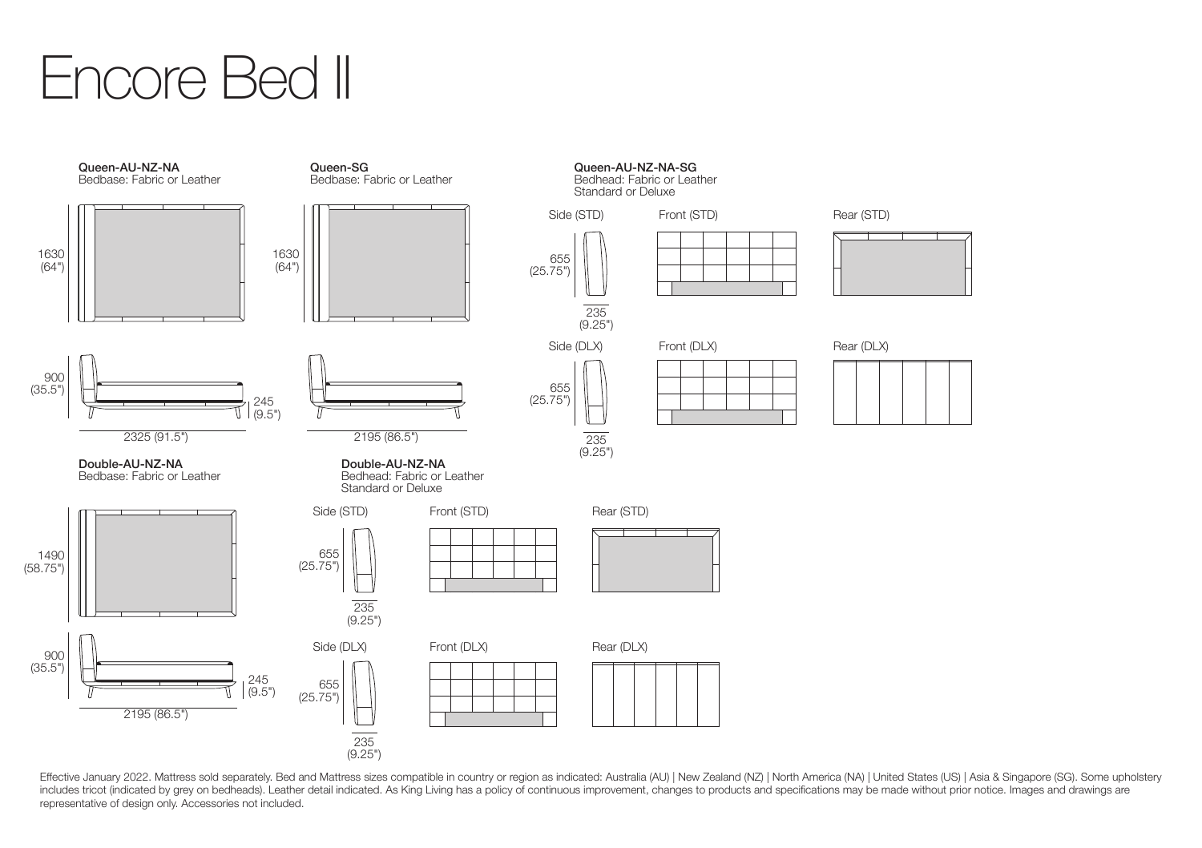# Encore Bed II

**Queen-AU-NZ-NA**
Bedbase: Fabric or Leather

1630 (64")

900 (35.5")

245 (9.5")

2325 (91.5")

**Queen-SG**
Bedbase: Fabric or Leather

1630 (64")

2195 (86.5")

**Queen-AU-NZ-NA-SG**
Bedhead: Fabric or Leather
Standard or Deluxe

Side (STD)

655 (25.75")

235 (9.25")

Front (STD)

Rear (STD)

Side (DLX)

655 (25.75")

235 (9.25")

Front (DLX)

Rear (DLX)

**Double-AU-NZ-NA**
Bedbase: Fabric or Leather

1490 (58.75")

900 (35.5")

245 (9.5")

2195 (86.5")

**Double-AU-NZ-NA**
Bedhead: Fabric or Leather
Standard or Deluxe

Side (STD)

655 (25.75")

235 (9.25")

Front (STD)

Rear (STD)

Side (DLX)

655 (25.75")

235 (9.25")

Front (DLX)

Rear (DLX)

Effective January 2022. Mattress sold separately. Bed and Mattress sizes compatible in country or region as indicated: Australia (AU) | New Zealand (NZ) | North America (NA) | United States (US) | Asia & Singapore (SG). Some upholstery includes tricot (indicated by grey on bedheads). Leather detail indicated. As King Living has a policy of continuous improvement, changes to products and specifications may be made without prior notice. Images and drawings are representative of design only. Accessories not included.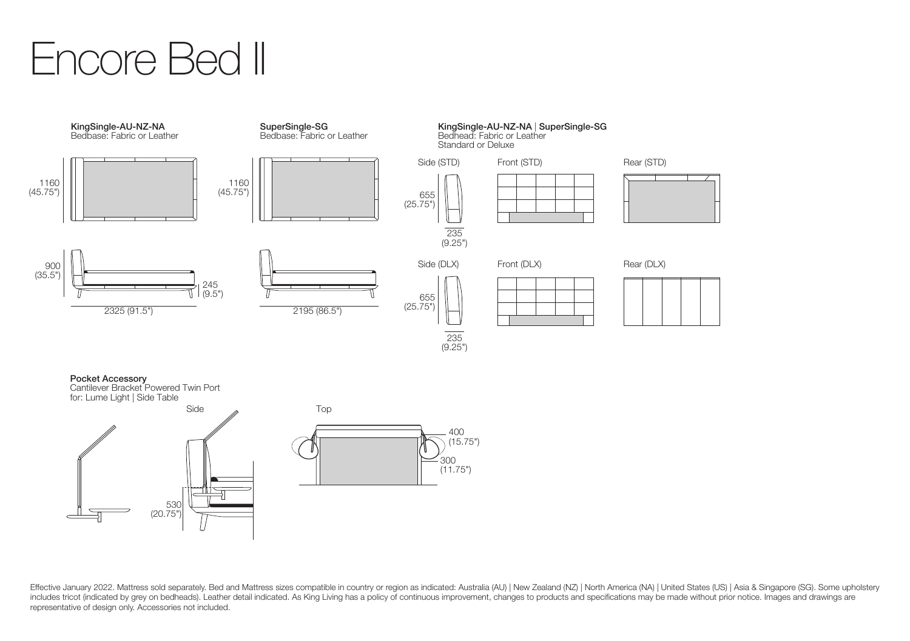# Encore Bed II

**KingSingle-AU-NZ-NA**
Bedbase: Fabric or Leather

1160
(45.75")

900
(35.5")

245
(9.5")

2325 (91.5")

**SuperSingle-SG**
Bedbase: Fabric or Leather

1160
(45.75")

2195 (86.5")

**KingSingle-AU-NZ-NA** | **SuperSingle-SG**
Bedhead: Fabric or Leather
Standard or Deluxe

Side (STD)

655
(25.75")

235
(9.25")

Front (STD)

Rear (STD)

Side (DLX)

655
(25.75")

235
(9.25")

Front (DLX)

Rear (DLX)

**Pocket Accessory**
Cantilever Bracket Powered Twin Port
for: Lume Light | Side Table

Side

530
(20.75")

Top

400
(15.75")

300
(11.75")

Effective January 2022. Mattress sold separately. Bed and Mattress sizes compatible in country or region as indicated: Australia (AU) | New Zealand (NZ) | North America (NA) | United States (US) | Asia & Singapore (SG). Some upholstery includes tricot (indicated by grey on bedheads). Leather detail indicated. As King Living has a policy of continuous improvement, changes to products and specifications may be made without prior notice. Images and drawings are representative of design only. Accessories not included.